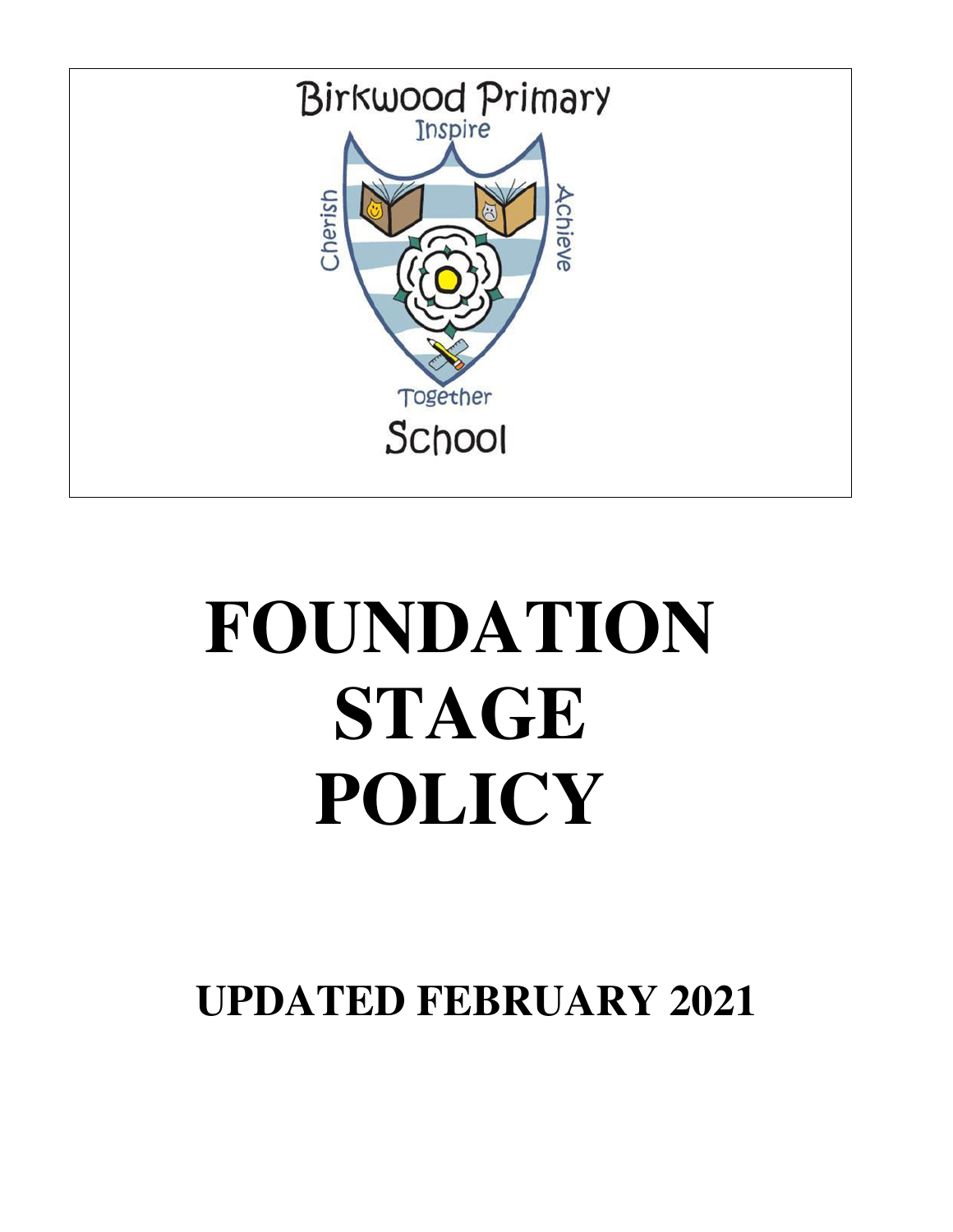Birkwood Primary

Inspire

Cherish

Achieve

Together

School

# FOUNDATION STAGE POLICY

## UPDATED FEBRUARY 2021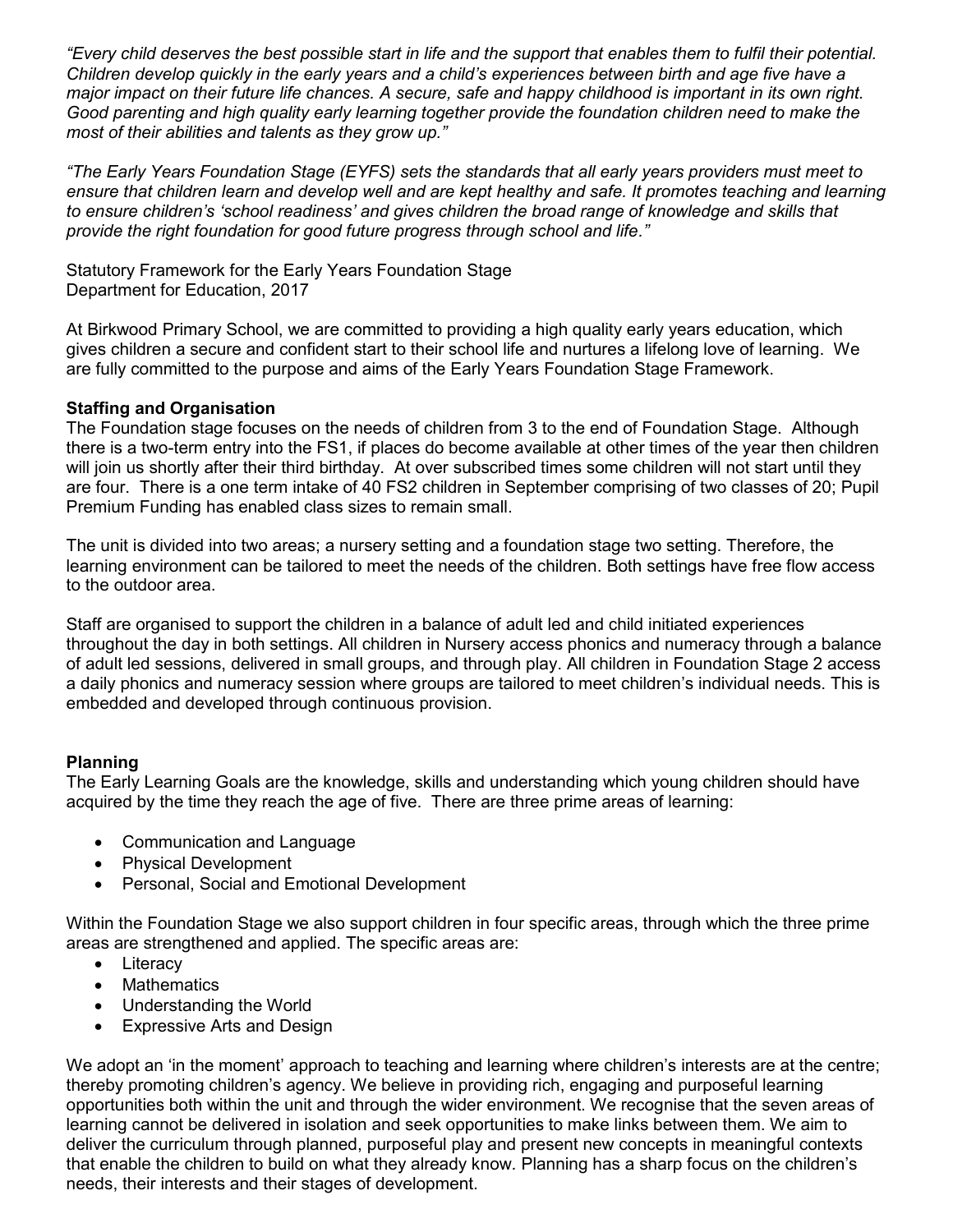*"Every child deserves the best possible start in life and the support that enables them to fulfil their potential. Children develop quickly in the early years and a child's experiences between birth and age five have a major impact on their future life chances. A secure, safe and happy childhood is important in its own right. Good parenting and high quality early learning together provide the foundation children need to make the most of their abilities and talents as they grow up."*

*"The Early Years Foundation Stage (EYFS) sets the standards that all early years providers must meet to ensure that children learn and develop well and are kept healthy and safe. It promotes teaching and learning to ensure children's 'school readiness' and gives children the broad range of knowledge and skills that provide the right foundation for good future progress through school and life."*

Statutory Framework for the Early Years Foundation Stage
Department for Education, 2017

At Birkwood Primary School, we are committed to providing a high quality early years education, which gives children a secure and confident start to their school life and nurtures a lifelong love of learning. We are fully committed to the purpose and aims of the Early Years Foundation Stage Framework.

**Staffing and Organisation**

The Foundation stage focuses on the needs of children from 3 to the end of Foundation Stage. Although there is a two-term entry into the FS1, if places do become available at other times of the year then children will join us shortly after their third birthday. At over subscribed times some children will not start until they are four. There is a one term intake of 40 FS2 children in September comprising of two classes of 20; Pupil Premium Funding has enabled class sizes to remain small.

The unit is divided into two areas; a nursery setting and a foundation stage two setting. Therefore, the learning environment can be tailored to meet the needs of the children. Both settings have free flow access to the outdoor area.

Staff are organised to support the children in a balance of adult led and child initiated experiences throughout the day in both settings. All children in Nursery access phonics and numeracy through a balance of adult led sessions, delivered in small groups, and through play. All children in Foundation Stage 2 access a daily phonics and numeracy session where groups are tailored to meet children's individual needs. This is embedded and developed through continuous provision.

**Planning**

The Early Learning Goals are the knowledge, skills and understanding which young children should have acquired by the time they reach the age of five. There are three prime areas of learning:

- Communication and Language
- Physical Development
- Personal, Social and Emotional Development

Within the Foundation Stage we also support children in four specific areas, through which the three prime areas are strengthened and applied. The specific areas are:

- Literacy
- Mathematics
- Understanding the World
- Expressive Arts and Design

We adopt an 'in the moment' approach to teaching and learning where children's interests are at the centre; thereby promoting children's agency. We believe in providing rich, engaging and purposeful learning opportunities both within the unit and through the wider environment. We recognise that the seven areas of learning cannot be delivered in isolation and seek opportunities to make links between them. We aim to deliver the curriculum through planned, purposeful play and present new concepts in meaningful contexts that enable the children to build on what they already know. Planning has a sharp focus on the children's needs, their interests and their stages of development.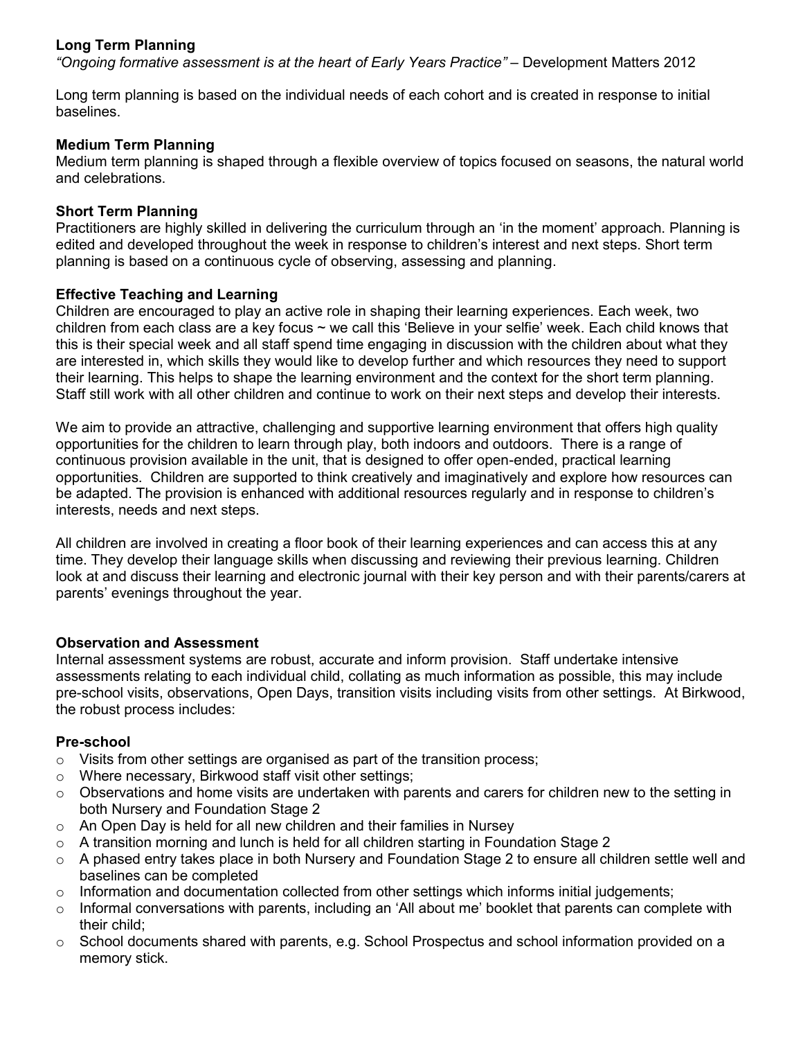**Long Term Planning**

*"Ongoing formative assessment is at the heart of Early Years Practice"* – Development Matters 2012

Long term planning is based on the individual needs of each cohort and is created in response to initial baselines.

**Medium Term Planning**

Medium term planning is shaped through a flexible overview of topics focused on seasons, the natural world and celebrations.

**Short Term Planning**

Practitioners are highly skilled in delivering the curriculum through an 'in the moment' approach. Planning is edited and developed throughout the week in response to children's interest and next steps. Short term planning is based on a continuous cycle of observing, assessing and planning.

**Effective Teaching and Learning**

Children are encouraged to play an active role in shaping their learning experiences. Each week, two children from each class are a key focus ~ we call this 'Believe in your selfie' week. Each child knows that this is their special week and all staff spend time engaging in discussion with the children about what they are interested in, which skills they would like to develop further and which resources they need to support their learning. This helps to shape the learning environment and the context for the short term planning. Staff still work with all other children and continue to work on their next steps and develop their interests.

We aim to provide an attractive, challenging and supportive learning environment that offers high quality opportunities for the children to learn through play, both indoors and outdoors. There is a range of continuous provision available in the unit, that is designed to offer open-ended, practical learning opportunities. Children are supported to think creatively and imaginatively and explore how resources can be adapted. The provision is enhanced with additional resources regularly and in response to children's interests, needs and next steps.

All children are involved in creating a floor book of their learning experiences and can access this at any time. They develop their language skills when discussing and reviewing their previous learning. Children look at and discuss their learning and electronic journal with their key person and with their parents/carers at parents' evenings throughout the year.

**Observation and Assessment**

Internal assessment systems are robust, accurate and inform provision. Staff undertake intensive assessments relating to each individual child, collating as much information as possible, this may include pre-school visits, observations, Open Days, transition visits including visits from other settings. At Birkwood, the robust process includes:

**Pre-school**

- Visits from other settings are organised as part of the transition process;
- Where necessary, Birkwood staff visit other settings;
- Observations and home visits are undertaken with parents and carers for children new to the setting in both Nursery and Foundation Stage 2
- An Open Day is held for all new children and their families in Nursey
- A transition morning and lunch is held for all children starting in Foundation Stage 2
- A phased entry takes place in both Nursery and Foundation Stage 2 to ensure all children settle well and baselines can be completed
- Information and documentation collected from other settings which informs initial judgements;
- Informal conversations with parents, including an 'All about me' booklet that parents can complete with their child;
- School documents shared with parents, e.g. School Prospectus and school information provided on a memory stick.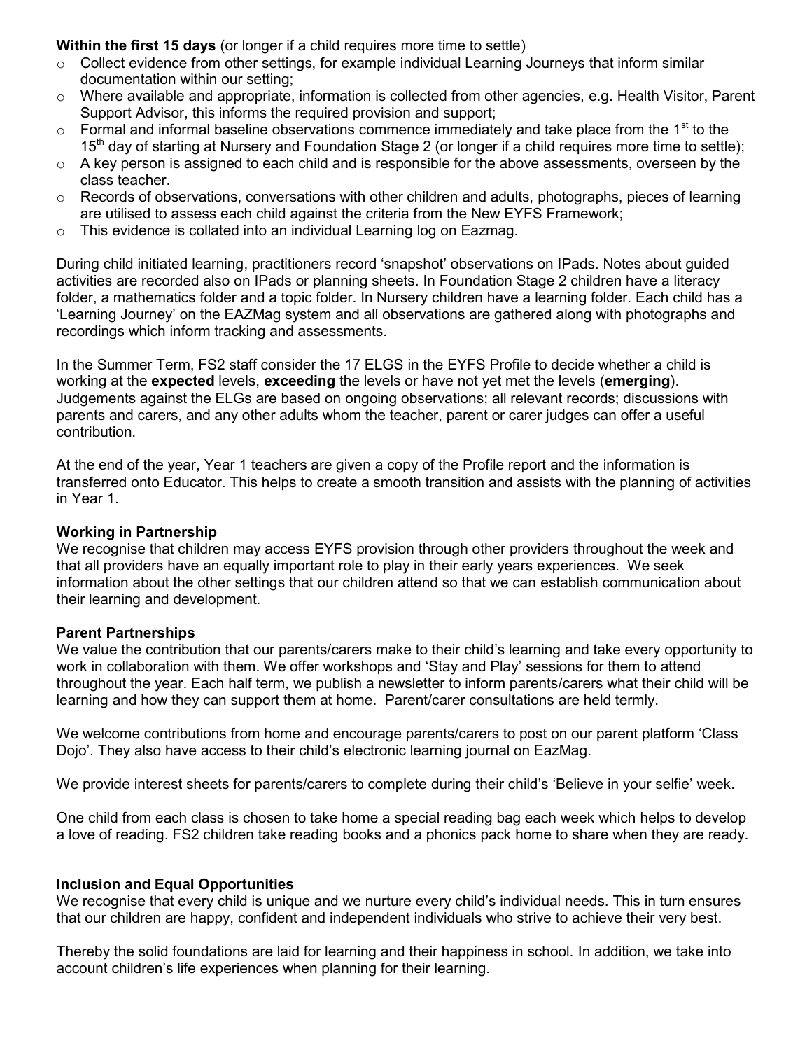**Within the first 15 days** (or longer if a child requires more time to settle)

- Collect evidence from other settings, for example individual Learning Journeys that inform similar documentation within our setting;
- Where available and appropriate, information is collected from other agencies, e.g. Health Visitor, Parent Support Advisor, this informs the required provision and support;
- Formal and informal baseline observations commence immediately and take place from the 1st to the 15th day of starting at Nursery and Foundation Stage 2 (or longer if a child requires more time to settle);
- A key person is assigned to each child and is responsible for the above assessments, overseen by the class teacher.
- Records of observations, conversations with other children and adults, photographs, pieces of learning are utilised to assess each child against the criteria from the New EYFS Framework;
- This evidence is collated into an individual Learning log on Eazmag.

During child initiated learning, practitioners record 'snapshot' observations on IPads. Notes about guided activities are recorded also on IPads or planning sheets. In Foundation Stage 2 children have a literacy folder, a mathematics folder and a topic folder. In Nursery children have a learning folder. Each child has a 'Learning Journey' on the EAZMag system and all observations are gathered along with photographs and recordings which inform tracking and assessments.

In the Summer Term, FS2 staff consider the 17 ELGS in the EYFS Profile to decide whether a child is working at the **expected** levels, **exceeding** the levels or have not yet met the levels (**emerging**). Judgements against the ELGs are based on ongoing observations; all relevant records; discussions with parents and carers, and any other adults whom the teacher, parent or carer judges can offer a useful contribution.

At the end of the year, Year 1 teachers are given a copy of the Profile report and the information is transferred onto Educator. This helps to create a smooth transition and assists with the planning of activities in Year 1.

**Working in Partnership**

We recognise that children may access EYFS provision through other providers throughout the week and that all providers have an equally important role to play in their early years experiences. We seek information about the other settings that our children attend so that we can establish communication about their learning and development.

**Parent Partnerships**

We value the contribution that our parents/carers make to their child's learning and take every opportunity to work in collaboration with them. We offer workshops and 'Stay and Play' sessions for them to attend throughout the year. Each half term, we publish a newsletter to inform parents/carers what their child will be learning and how they can support them at home. Parent/carer consultations are held termly.

We welcome contributions from home and encourage parents/carers to post on our parent platform 'Class Dojo'. They also have access to their child's electronic learning journal on EazMag.

We provide interest sheets for parents/carers to complete during their child's 'Believe in your selfie' week.

One child from each class is chosen to take home a special reading bag each week which helps to develop a love of reading. FS2 children take reading books and a phonics pack home to share when they are ready.

**Inclusion and Equal Opportunities**

We recognise that every child is unique and we nurture every child's individual needs. This in turn ensures that our children are happy, confident and independent individuals who strive to achieve their very best.

Thereby the solid foundations are laid for learning and their happiness in school. In addition, we take into account children's life experiences when planning for their learning.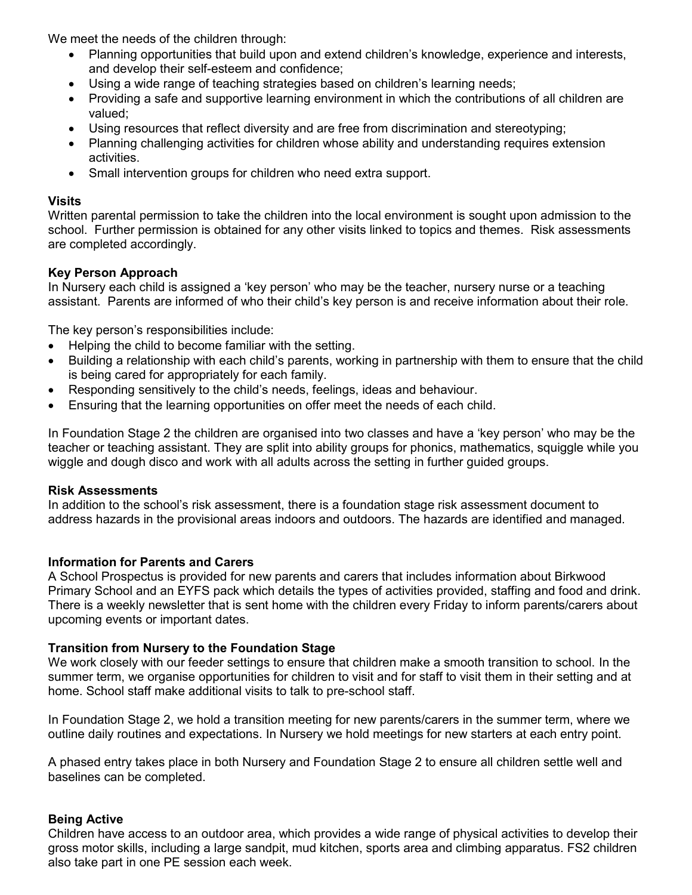We meet the needs of the children through:

- Planning opportunities that build upon and extend children's knowledge, experience and interests, and develop their self-esteem and confidence;
- Using a wide range of teaching strategies based on children's learning needs;
- Providing a safe and supportive learning environment in which the contributions of all children are valued;
- Using resources that reflect diversity and are free from discrimination and stereotyping;
- Planning challenging activities for children whose ability and understanding requires extension activities.
- Small intervention groups for children who need extra support.

**Visits**

Written parental permission to take the children into the local environment is sought upon admission to the school. Further permission is obtained for any other visits linked to topics and themes. Risk assessments are completed accordingly.

**Key Person Approach**

In Nursery each child is assigned a 'key person' who may be the teacher, nursery nurse or a teaching assistant. Parents are informed of who their child's key person is and receive information about their role.

The key person's responsibilities include:

- Helping the child to become familiar with the setting.
- Building a relationship with each child's parents, working in partnership with them to ensure that the child is being cared for appropriately for each family.
- Responding sensitively to the child's needs, feelings, ideas and behaviour.
- Ensuring that the learning opportunities on offer meet the needs of each child.

In Foundation Stage 2 the children are organised into two classes and have a 'key person' who may be the teacher or teaching assistant. They are split into ability groups for phonics, mathematics, squiggle while you wiggle and dough disco and work with all adults across the setting in further guided groups.

**Risk Assessments**

In addition to the school's risk assessment, there is a foundation stage risk assessment document to address hazards in the provisional areas indoors and outdoors. The hazards are identified and managed.

**Information for Parents and Carers**

A School Prospectus is provided for new parents and carers that includes information about Birkwood Primary School and an EYFS pack which details the types of activities provided, staffing and food and drink. There is a weekly newsletter that is sent home with the children every Friday to inform parents/carers about upcoming events or important dates.

**Transition from Nursery to the Foundation Stage**

We work closely with our feeder settings to ensure that children make a smooth transition to school. In the summer term, we organise opportunities for children to visit and for staff to visit them in their setting and at home. School staff make additional visits to talk to pre-school staff.

In Foundation Stage 2, we hold a transition meeting for new parents/carers in the summer term, where we outline daily routines and expectations. In Nursery we hold meetings for new starters at each entry point.

A phased entry takes place in both Nursery and Foundation Stage 2 to ensure all children settle well and baselines can be completed.

**Being Active**

Children have access to an outdoor area, which provides a wide range of physical activities to develop their gross motor skills, including a large sandpit, mud kitchen, sports area and climbing apparatus. FS2 children also take part in one PE session each week.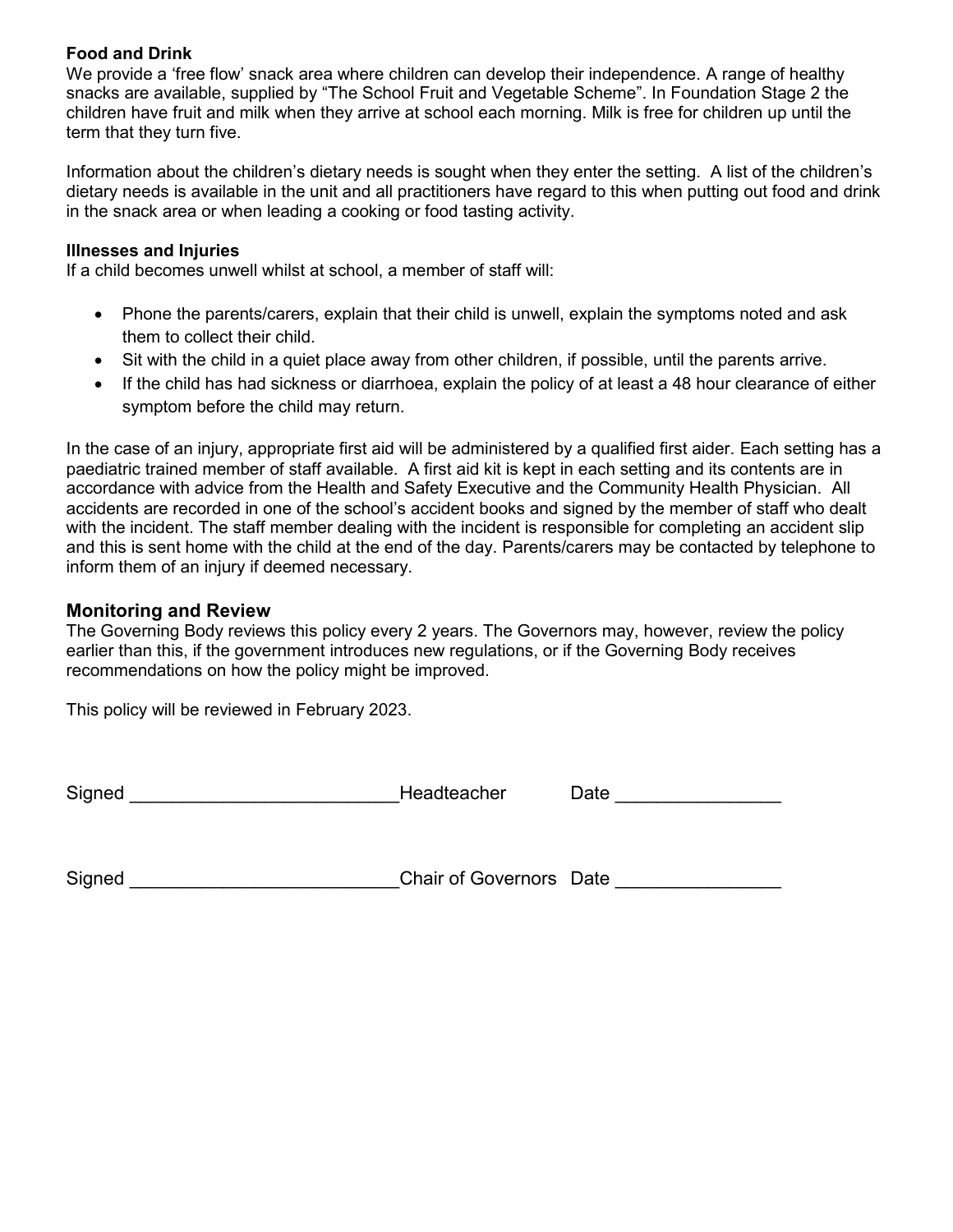### Food and Drink

We provide a 'free flow' snack area where children can develop their independence. A range of healthy snacks are available, supplied by "The School Fruit and Vegetable Scheme". In Foundation Stage 2 the children have fruit and milk when they arrive at school each morning. Milk is free for children up until the term that they turn five.

Information about the children's dietary needs is sought when they enter the setting. A list of the children's dietary needs is available in the unit and all practitioners have regard to this when putting out food and drink in the snack area or when leading a cooking or food tasting activity.

### Illnesses and Injuries

If a child becomes unwell whilst at school, a member of staff will:

- Phone the parents/carers, explain that their child is unwell, explain the symptoms noted and ask them to collect their child.
- Sit with the child in a quiet place away from other children, if possible, until the parents arrive.
- If the child has had sickness or diarrhoea, explain the policy of at least a 48 hour clearance of either symptom before the child may return.

In the case of an injury, appropriate first aid will be administered by a qualified first aider. Each setting has a paediatric trained member of staff available. A first aid kit is kept in each setting and its contents are in accordance with advice from the Health and Safety Executive and the Community Health Physician. All accidents are recorded in one of the school's accident books and signed by the member of staff who dealt with the incident. The staff member dealing with the incident is responsible for completing an accident slip and this is sent home with the child at the end of the day. Parents/carers may be contacted by telephone to inform them of an injury if deemed necessary.

## Monitoring and Review

The Governing Body reviews this policy every 2 years. The Governors may, however, review the policy earlier than this, if the government introduces new regulations, or if the Governing Body receives recommendations on how the policy might be improved.

This policy will be reviewed in February 2023.

Signed _________________________Headteacher Date _______________

Signed _________________________Chair of Governors Date _______________